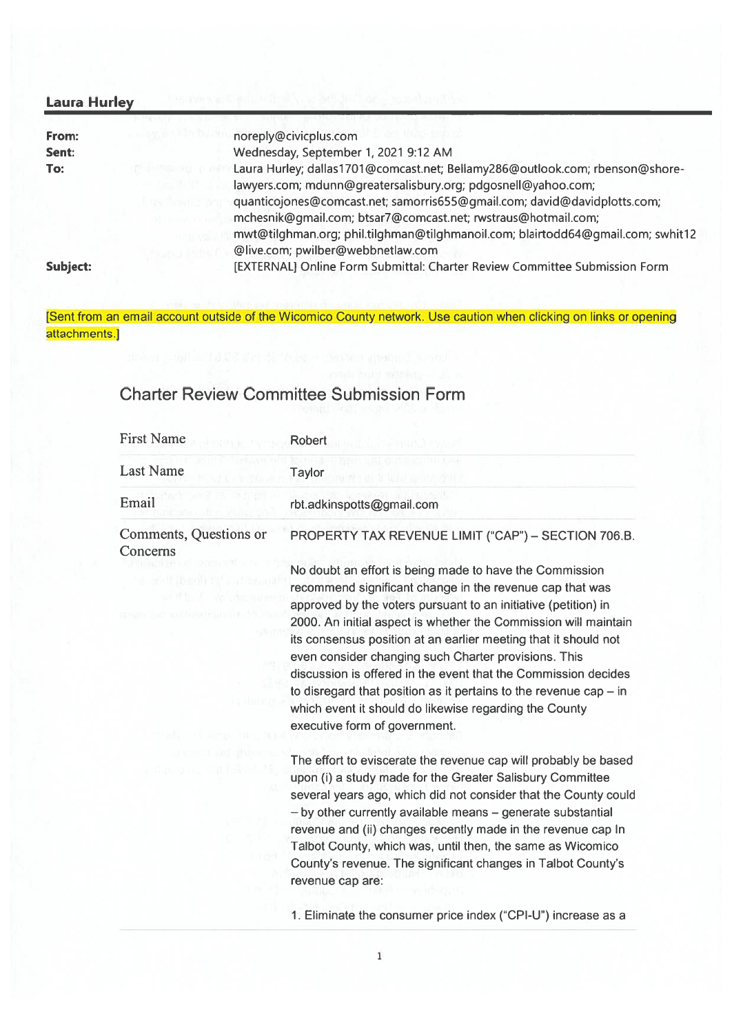**Laura Hurley**

| | |
|---|---|
| **From:** | noreply@civicplus.com |
| **Sent:** | Wednesday, September 1, 2021 9:12 AM |
| **To:** | Laura Hurley; dallas1701@comcast.net; Bellamy286@outlook.com; rbenson@shore-lawyers.com; mdunn@greatersalisbury.org; pdgosnell@yahoo.com; quanticojones@comcast.net; samorris655@gmail.com; david@davidplotts.com; mchesnik@gmail.com; btsar7@comcast.net; rwstraus@hotmail.com; mwt@tilghman.org; phil.tilghman@tilghmanoil.com; blairtodd64@gmail.com; swhit12@live.com; pwilber@webbnetlaw.com |
| **Subject:** | [EXTERNAL] Online Form Submittal: Charter Review Committee Submission Form |

[Sent from an email account outside of the Wicomico County network. Use caution when clicking on links or opening attachments.]

## Charter Review Committee Submission Form

| | |
|---|---|
| First Name | Robert |
| Last Name | Taylor |
| Email | rbt.adkinspotts@gmail.com |
| Comments, Questions or Concerns | PROPERTY TAX REVENUE LIMIT ("CAP") – SECTION 706.B. |

No doubt an effort is being made to have the Commission recommend significant change in the revenue cap that was approved by the voters pursuant to an initiative (petition) in 2000. An initial aspect is whether the Commission will maintain its consensus position at an earlier meeting that it should not even consider changing such Charter provisions. This discussion is offered in the event that the Commission decides to disregard that position as it pertains to the revenue cap – in which event it should do likewise regarding the County executive form of government.

The effort to eviscerate the revenue cap will probably be based upon (i) a study made for the Greater Salisbury Committee several years ago, which did not consider that the County could – by other currently available means – generate substantial revenue and (ii) changes recently made in the revenue cap In Talbot County, which was, until then, the same as Wicomico County's revenue. The significant changes in Talbot County's revenue cap are:

1. Eliminate the consumer price index ("CPI-U") increase as a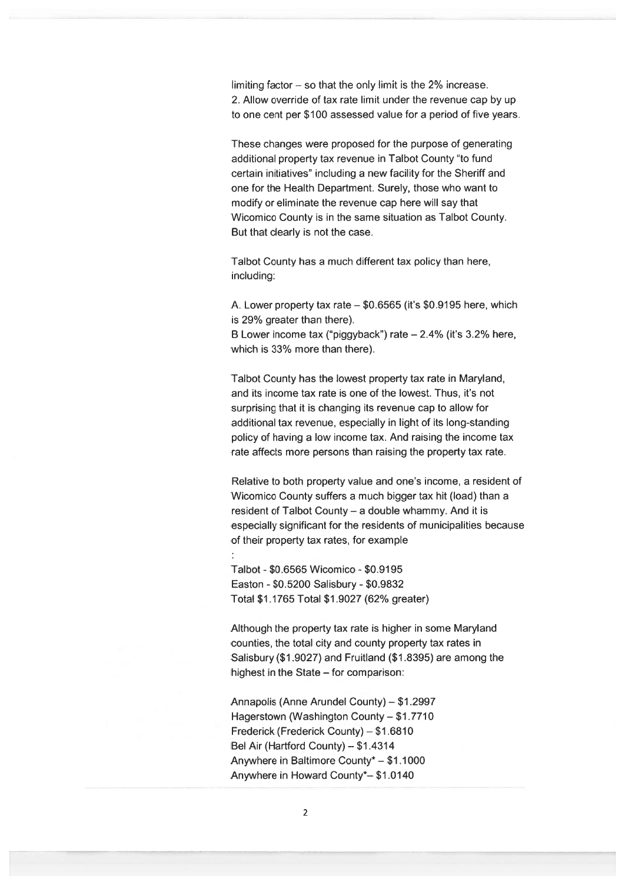limiting factor – so that the only limit is the 2% increase.
2. Allow override of tax rate limit under the revenue cap by up to one cent per $100 assessed value for a period of five years.

These changes were proposed for the purpose of generating additional property tax revenue in Talbot County "to fund certain initiatives" including a new facility for the Sheriff and one for the Health Department. Surely, those who want to modify or eliminate the revenue cap here will say that Wicomico County is in the same situation as Talbot County. But that clearly is not the case.

Talbot County has a much different tax policy than here, including:

A. Lower property tax rate – $0.6565 (it's $0.9195 here, which is 29% greater than there).
B Lower income tax ("piggyback") rate – 2.4% (it's 3.2% here, which is 33% more than there).

Talbot County has the lowest property tax rate in Maryland, and its income tax rate is one of the lowest. Thus, it's not surprising that it is changing its revenue cap to allow for additional tax revenue, especially in light of its long-standing policy of having a low income tax. And raising the income tax rate affects more persons than raising the property tax rate.

Relative to both property value and one's income, a resident of Wicomico County suffers a much bigger tax hit (load) than a resident of Talbot County – a double whammy. And it is especially significant for the residents of municipalities because of their property tax rates, for example
:

Talbot - $0.6565 Wicomico - $0.9195
Easton - $0.5200 Salisbury - $0.9832
Total $1.1765 Total $1.9027 (62% greater)

Although the property tax rate is higher in some Maryland counties, the total city and county property tax rates in Salisbury ($1.9027) and Fruitland ($1.8395) are among the highest in the State – for comparison:

Annapolis (Anne Arundel County) – $1.2997
Hagerstown (Washington County – $1.7710
Frederick (Frederick County) – $1.6810
Bel Air (Hartford County) – $1.4314
Anywhere in Baltimore County* – $1.1000
Anywhere in Howard County*– $1.0140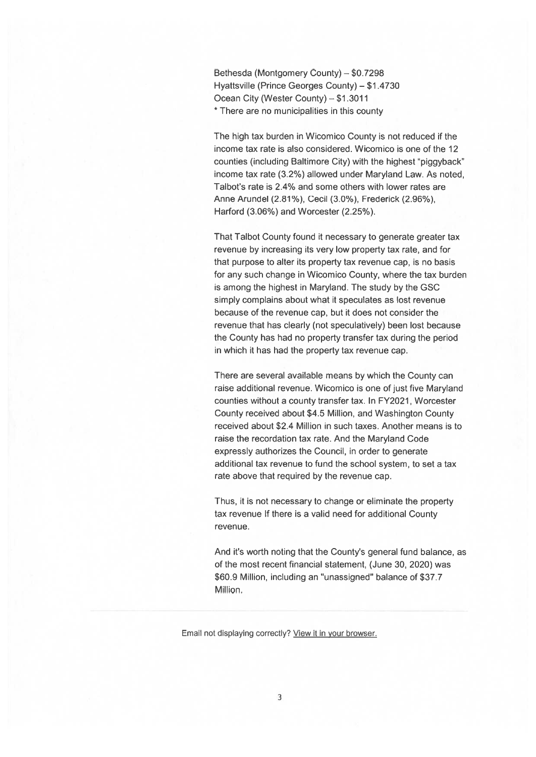Bethesda (Montgomery County) – $0.7298
Hyattsville (Prince Georges County) – $1.4730
Ocean City (Wester County) – $1.3011
* There are no municipalities in this county

The high tax burden in Wicomico County is not reduced if the income tax rate is also considered. Wicomico is one of the 12 counties (including Baltimore City) with the highest "piggyback" income tax rate (3.2%) allowed under Maryland Law. As noted, Talbot's rate is 2.4% and some others with lower rates are Anne Arundel (2.81%), Cecil (3.0%), Frederick (2.96%), Harford (3.06%) and Worcester (2.25%).

That Talbot County found it necessary to generate greater tax revenue by increasing its very low property tax rate, and for that purpose to alter its property tax revenue cap, is no basis for any such change in Wicomico County, where the tax burden is among the highest in Maryland. The study by the GSC simply complains about what it speculates as lost revenue because of the revenue cap, but it does not consider the revenue that has clearly (not speculatively) been lost because the County has had no property transfer tax during the period in which it has had the property tax revenue cap.

There are several available means by which the County can raise additional revenue. Wicomico is one of just five Maryland counties without a county transfer tax. In FY2021, Worcester County received about $4.5 Million, and Washington County received about $2.4 Million in such taxes. Another means is to raise the recordation tax rate. And the Maryland Code expressly authorizes the Council, in order to generate additional tax revenue to fund the school system, to set a tax rate above that required by the revenue cap.

Thus, it is not necessary to change or eliminate the property tax revenue If there is a valid need for additional County revenue.

And it's worth noting that the County's general fund balance, as of the most recent financial statement, (June 30, 2020) was $60.9 Million, including an "unassigned" balance of $37.7 Million.

---

Email not displaying correctly? View it in your browser.